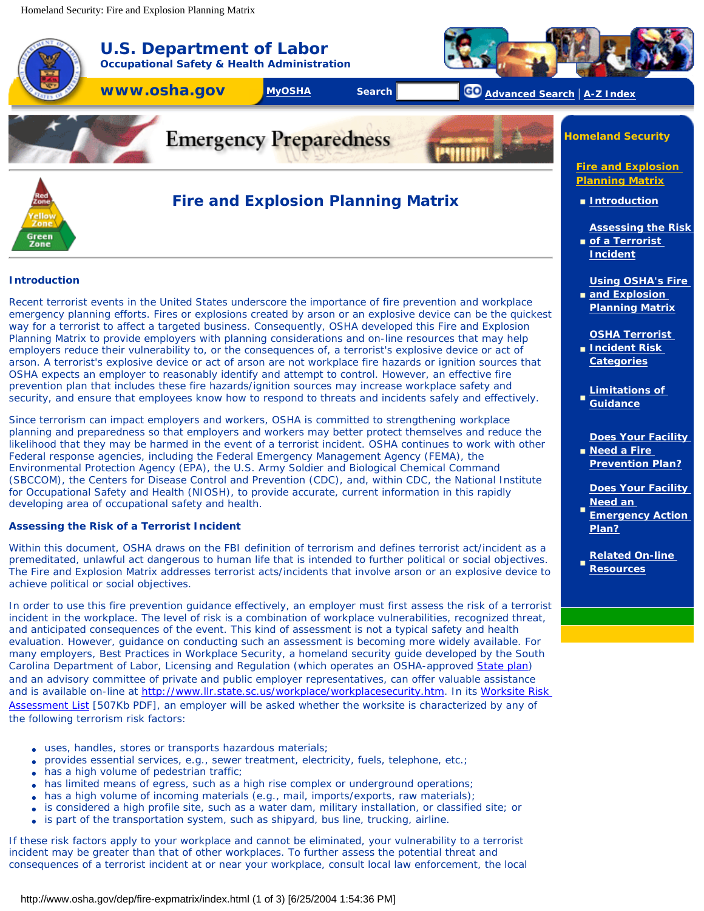# U.S. Department of Labor

Occupational Safety & Health Administration

www.osha.gov | MyOSHA | Search | Advanced Search | A-Z Index

Emergency Preparedness

## Fire and Explosion Planning Matrix

### Introduction

Recent terrorist events in the United States underscore the importance of fire prevention and workplace emergency planning efforts. Fires or explosions created by arson or an explosive device can be the quickest way for a terrorist to affect a targeted business. Consequently, OSHA developed this Fire and Explosion Planning Matrix to provide employers with planning considerations and on-line resources that may help employers reduce their vulnerability to, or the consequences of, a terrorist's explosive device or act of arson. A terrorist's explosive device or act of arson are not workplace fire hazards or ignition sources that OSHA expects an employer to reasonably identify and attempt to control. However, an effective fire prevention plan that includes these fire hazards/ignition sources may increase workplace safety and security, and ensure that employees know how to respond to threats and incidents safely and effectively.

Since terrorism can impact employers and workers, OSHA is committed to strengthening workplace planning and preparedness so that employers and workers may better protect themselves and reduce the likelihood that they may be harmed in the event of a terrorist incident. OSHA continues to work with other Federal response agencies, including the Federal Emergency Management Agency (FEMA), the Environmental Protection Agency (EPA), the U.S. Army Soldier and Biological Chemical Command (SBCCOM), the Centers for Disease Control and Prevention (CDC), and, within CDC, the National Institute for Occupational Safety and Health (NIOSH), to provide accurate, current information in this rapidly developing area of occupational safety and health.

### Assessing the Risk of a Terrorist Incident

Within this document, OSHA draws on the FBI definition of terrorism and defines terrorist act/incident as a premeditated, unlawful act dangerous to human life that is intended to further political or social objectives. The Fire and Explosion Matrix addresses terrorist acts/incidents that involve arson or an explosive device to achieve political or social objectives.

In order to use this fire prevention guidance effectively, an employer must first assess the risk of a terrorist incident in the workplace. The level of risk is a combination of workplace vulnerabilities, recognized threat, and anticipated consequences of the event. This kind of assessment is not a typical safety and health evaluation. However, guidance on conducting such an assessment is becoming more widely available. For many employers, Best Practices in Workplace Security, a homeland security guide developed by the South Carolina Department of Labor, Licensing and Regulation (which operates an OSHA-approved State plan) and an advisory committee of private and public employer representatives, can offer valuable assistance and is available on-line at http://www.llr.state.sc.us/workplace/workplacesecurity.htm. In its Worksite Risk Assessment List [507Kb PDF], an employer will be asked whether the worksite is characterized by any of the following terrorism risk factors:

- uses, handles, stores or transports hazardous materials;
- provides essential services, e.g., sewer treatment, electricity, fuels, telephone, etc.;
- has a high volume of pedestrian traffic;
- has limited means of egress, such as a high rise complex or underground operations;
- has a high volume of incoming materials (e.g., mail, imports/exports, raw materials);
- is considered a high profile site, such as a water dam, military installation, or classified site; or
- is part of the transportation system, such as shipyard, bus line, trucking, airline.

If these risk factors apply to your workplace and cannot be eliminated, your vulnerability to a terrorist incident may be greater than that of other workplaces. To further assess the potential threat and consequences of a terrorist incident at or near your workplace, consult local law enforcement, the local

**Homeland Security**

- Fire and Explosion Planning Matrix
  - Introduction
  - Assessing the Risk of a Terrorist Incident
  - Using OSHA's Fire and Explosion Planning Matrix
  - OSHA Terrorist Incident Risk Categories
  - Limitations of Guidance
  - Does Your Facility Need a Fire Prevention Plan?
  - Does Your Facility Need an Emergency Action Plan?
  - Related On-line Resources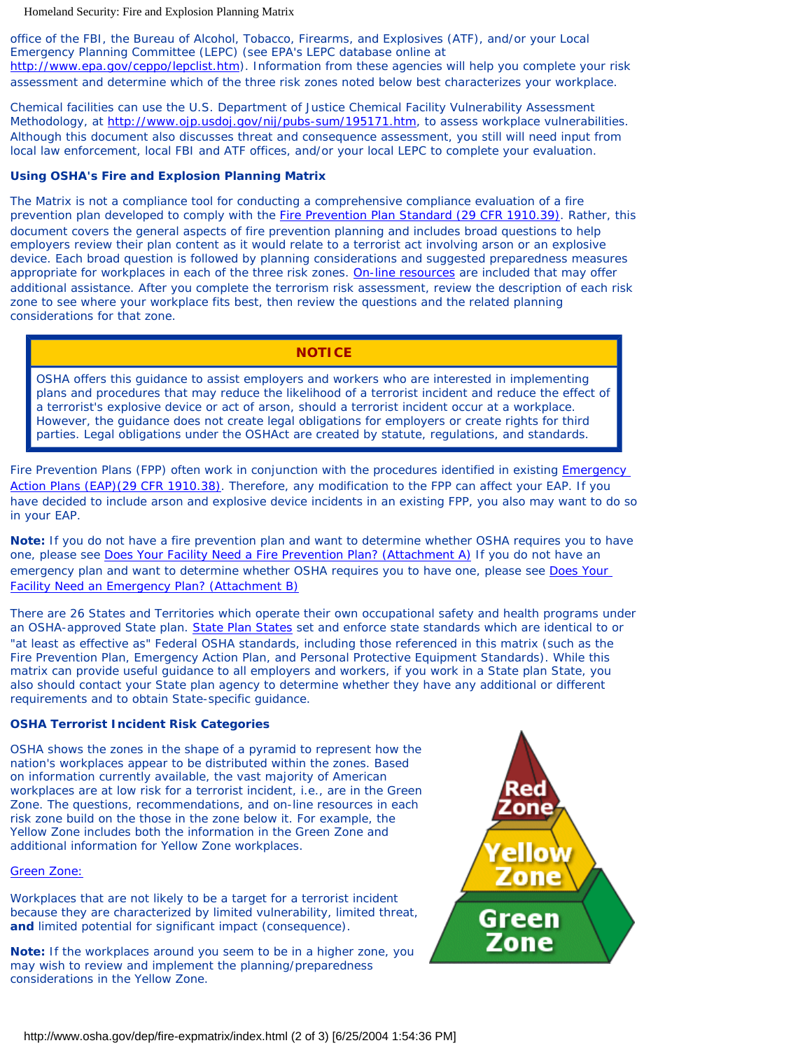office of the FBI, the Bureau of Alcohol, Tobacco, Firearms, and Explosives (ATF), and/or your Local Emergency Planning Committee (LEPC) (see EPA's LEPC database online at http://www.epa.gov/ceppo/lepclist.htm). Information from these agencies will help you complete your risk assessment and determine which of the three risk zones noted below best characterizes your workplace.

Chemical facilities can use the U.S. Department of Justice Chemical Facility Vulnerability Assessment Methodology, at http://www.ojp.usdoj.gov/nij/pubs-sum/195171.htm, to assess workplace vulnerabilities. Although this document also discusses threat and consequence assessment, you still will need input from local law enforcement, local FBI and ATF offices, and/or your local LEPC to complete your evaluation.

### Using OSHA's Fire and Explosion Planning Matrix

The Matrix is not a compliance tool for conducting a comprehensive compliance evaluation of a fire prevention plan developed to comply with the Fire Prevention Plan Standard (29 CFR 1910.39). Rather, this document covers the general aspects of fire prevention planning and includes broad questions to help employers review their plan content as it would relate to a terrorist act involving arson or an explosive device. Each broad question is followed by planning considerations and suggested preparedness measures appropriate for workplaces in each of the three risk zones. On-line resources are included that may offer additional assistance. After you complete the terrorism risk assessment, review the description of each risk zone to see where your workplace fits best, then review the questions and the related planning considerations for that zone.

**NOTICE**

OSHA offers this guidance to assist employers and workers who are interested in implementing plans and procedures that may reduce the likelihood of a terrorist incident and reduce the effect of a terrorist's explosive device or act of arson, should a terrorist incident occur at a workplace. However, the guidance does not create legal obligations for employers or create rights for third parties. Legal obligations under the OSHAct are created by statute, regulations, and standards.

Fire Prevention Plans (FPP) often work in conjunction with the procedures identified in existing Emergency Action Plans (EAP)(29 CFR 1910.38). Therefore, any modification to the FPP can affect your EAP. If you have decided to include arson and explosive device incidents in an existing FPP, you also may want to do so in your EAP.

**Note:** If you do not have a fire prevention plan and want to determine whether OSHA requires you to have one, please see Does Your Facility Need a Fire Prevention Plan? (Attachment A) If you do not have an emergency plan and want to determine whether OSHA requires you to have one, please see Does Your Facility Need an Emergency Plan? (Attachment B)

There are 26 States and Territories which operate their own occupational safety and health programs under an OSHA-approved State plan. State Plan States set and enforce state standards which are identical to or "at least as effective as" Federal OSHA standards, including those referenced in this matrix (such as the Fire Prevention Plan, Emergency Action Plan, and Personal Protective Equipment Standards). While this matrix can provide useful guidance to all employers and workers, if you work in a State plan State, you also should contact your State plan agency to determine whether they have any additional or different requirements and to obtain State-specific guidance.

### OSHA Terrorist Incident Risk Categories

OSHA shows the zones in the shape of a pyramid to represent how the nation's workplaces appear to be distributed within the zones. Based on information currently available, the vast majority of American workplaces are at low risk for a terrorist incident, i.e., are in the Green Zone. The questions, recommendations, and on-line resources in each risk zone build on the those in the zone below it. For example, the Yellow Zone includes both the information in the Green Zone and additional information for Yellow Zone workplaces.

Red Zone

Yellow Zone

Green Zone

Green Zone:

Workplaces that are not likely to be a target for a terrorist incident because they are characterized by limited vulnerability, limited threat, **and** limited potential for significant impact (consequence).

**Note:** If the workplaces around you seem to be in a higher zone, you may wish to review and implement the planning/preparedness considerations in the Yellow Zone.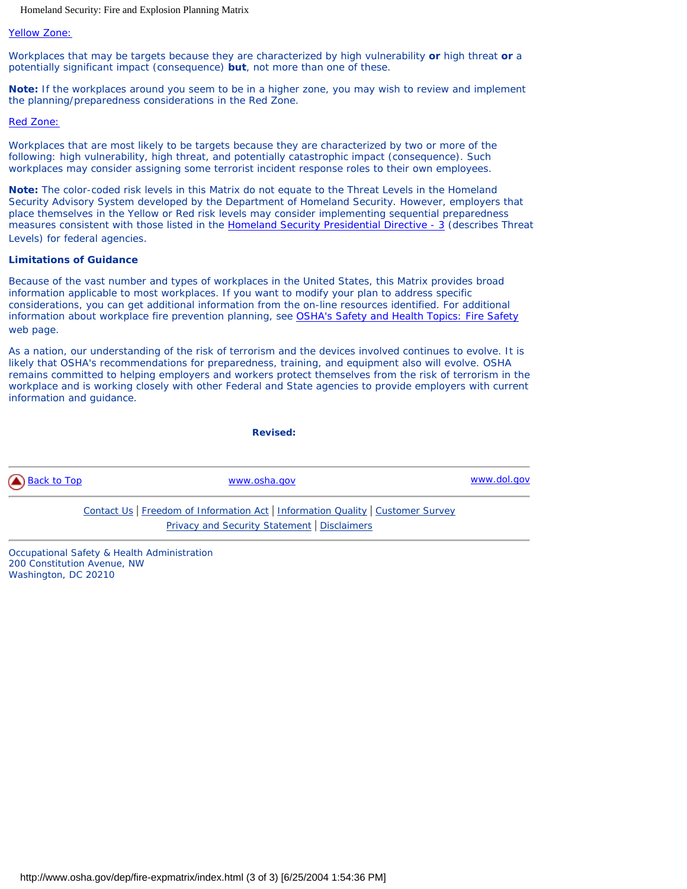Yellow Zone:

Workplaces that may be targets because they are characterized by high vulnerability **or** high threat **or** a potentially significant impact (consequence) **but**, not more than one of these.

**Note:** If the workplaces around you seem to be in a higher zone, you may wish to review and implement the planning/preparedness considerations in the Red Zone.

Red Zone:

Workplaces that are most likely to be targets because they are characterized by two or more of the following: high vulnerability, high threat, and potentially catastrophic impact (consequence). Such workplaces may consider assigning some terrorist incident response roles to their own employees.

**Note:** The color-coded risk levels in this Matrix do not equate to the Threat Levels in the Homeland Security Advisory System developed by the Department of Homeland Security. However, employers that place themselves in the Yellow or Red risk levels may consider implementing sequential preparedness measures consistent with those listed in the Homeland Security Presidential Directive - 3 (describes Threat Levels) for federal agencies.

**Limitations of Guidance**

Because of the vast number and types of workplaces in the United States, this Matrix provides broad information applicable to most workplaces. If you want to modify your plan to address specific considerations, you can get additional information from the on-line resources identified. For additional information about workplace fire prevention planning, see OSHA's Safety and Health Topics: Fire Safety web page.

As a nation, our understanding of the risk of terrorism and the devices involved continues to evolve. It is likely that OSHA's recommendations for preparedness, training, and equipment also will evolve. OSHA remains committed to helping employers and workers protect themselves from the risk of terrorism in the workplace and is working closely with other Federal and State agencies to provide employers with current information and guidance.

**Revised:**

---

Back to Top | www.osha.gov | www.dol.gov

Contact Us | Freedom of Information Act | Information Quality | Customer Survey
Privacy and Security Statement | Disclaimers

---

Occupational Safety & Health Administration
200 Constitution Avenue, NW
Washington, DC 20210